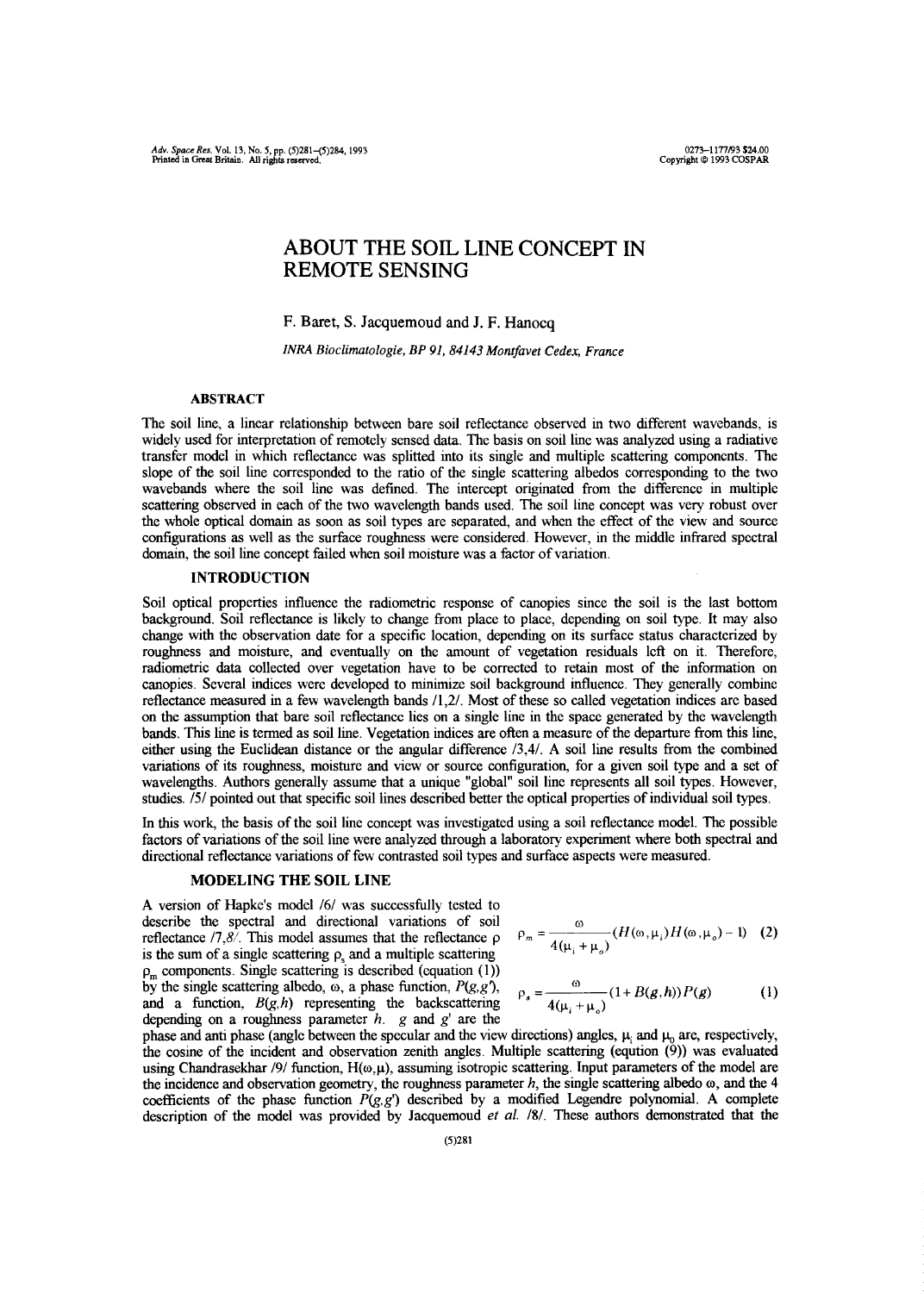# ABOUT THE SOIL LINE CONCEPT IN REMOTE SENSING

F. Baret, S. Jacquemoud and J. F. Hanocq

*INRA Bioclimatologie, BP 91, 84143 Montfavet Cedex, France*

## ABSTRACT

The soil line, a linear relationship between bare soil reflectance observed in two different wavebands, is widely used for interpretation of remotely sensed data. The basis on soil line was analyzed using a radiative transfer model in which reflectance was splitted into its single and multiple scattering components. The slope of the soil line corresponded to the ratio of the single scattering albedos corresponding to the two wavebands where the soil line was defined. The intercept originated from the difference in multiple scattering observed in each of the two wavelength bands used. The soil line concept was very robust over the whole optical domain as soon as soil types are separated, and when the effect of the view and source configurations as well as the surface roughness were considered. However, in the middle infrared spectral domain, the soil line concept failed when soil moisture was a factor of variation.

## INTRODUCTION

Soil optical properties influence the radiometric response of canopies since the soil is the last bottom background. Soil reflectance is likely to change from place to place, depending on soil type. It may also change with the observation date for a specific location, depending on its surface status characterized by roughness and moisture, and eventually on the amount of vegetation residuals left on it. Therefore, radiometric data collected over vegetation have to be corrected to retain most of the information on canopies. Several indices were developed to minimize soil background influence. They generally combine reflectance measured in a few wavelength bands /1,2/. Most of these so called vegetation indices are based on the assumption that bare soil reflectance lies on a single line in the space generated by the wavelength bands. This line is termed as soil line. Vegetation indices are often a measure of the departure from this line, either using the Euclidean distance or the angular difference /3,4/. A soil line results from the combined variations of its roughness, moisture and view or source configuration, for a given soil type and a set of wavelengths. Authors generally assume that a unique "global" soil line represents all soil types. However, studies. /5/ pointed out that specific soil lines described better the optical properties of individual soil types.

In this work, the basis of the soil line concept was investigated using a soil reflectance model. The possible factors of variations of the soil line were analyzed through a laboratory experiment where both spectral and directional reflectance variations of few contrasted soil types and surface aspects were measured.

## MODELING THE SOIL LINE

A version of Hapke's model /6/ was successfully tested to describe the spectral and directional variations of soil reflectance /7,8/. This model assumes that the reflectance $\rho$ is the sum of a single scattering $\rho_s$ and a multiple scattering $\rho_m$ components. Single scattering is described (equation (1)) by the single scattering albedo, $\omega$, a phase function, $P(g,g')$, and a function, $B(g,h)$ representing the backscattering depending on a roughness parameter $h$. $g$ and $g'$ are the phase and anti phase (angle between the specular and the view directions) angles, $\mu_i$ and $\mu_o$ are, respectively, the cosine of the incident and observation zenith angles. Multiple scattering (eqution (9)) was evaluated using Chandrasekhar /9/ function, $H(\omega,\mu)$, assuming isotropic scattering. Input parameters of the model are the incidence and observation geometry, the roughness parameter $h$, the single scattering albedo $\omega$, and the 4 coefficients of the phase function $P(g,g')$ described by a modified Legendre polynomial. A complete description of the model was provided by Jacquemoud *et al.* /8/. These authors demonstrated that the

$$\rho_m = \frac{\omega}{4(\mu_i + \mu_o)}(H(\omega,\mu_i)H(\omega,\mu_o) - 1) \quad (2)$$

$$\rho_s = \frac{\omega}{4(\mu_i + \mu_o)}(1 + B(g,h))P(g) \quad (1)$$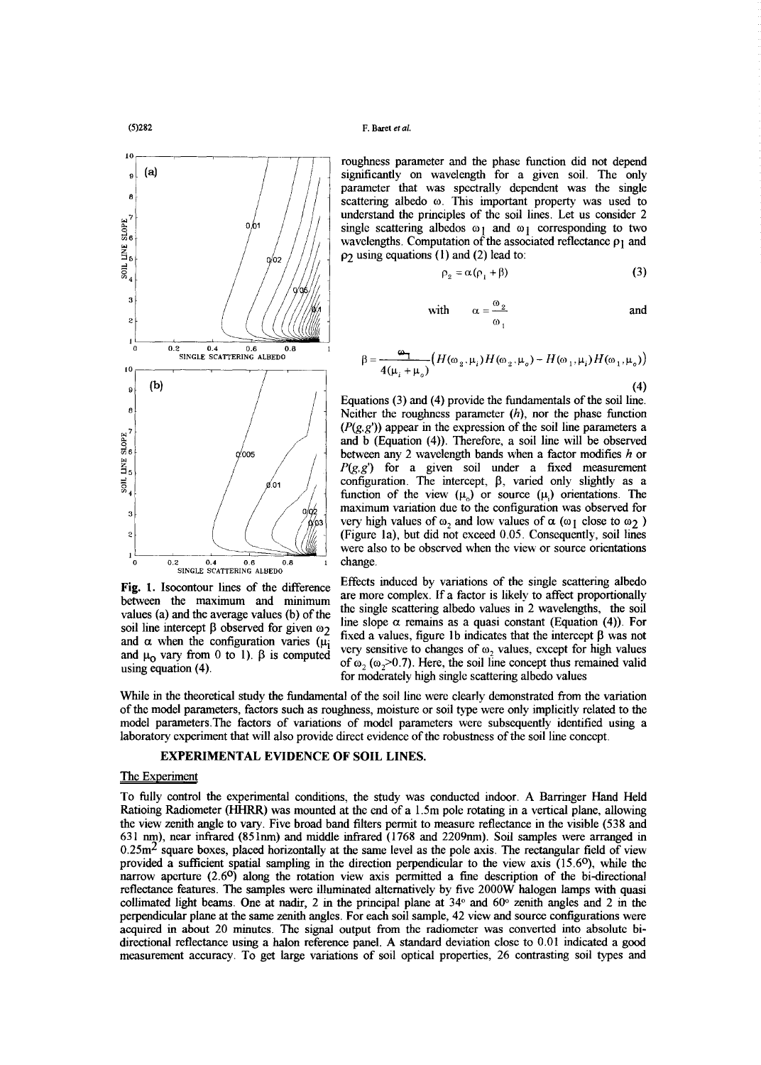roughness parameter and the phase function did not depend significantly on wavelength for a given soil. The only parameter that was spectrally dependent was the single scattering albedo ω. This important property was used to understand the principles of the soil lines. Let us consider 2 single scattering albedos $\omega_1$ and $\omega_1$ corresponding to two wavelengths. Computation of the associated reflectance $\rho_1$ and $\rho_2$ using equations (1) and (2) lead to:

$$\rho_2 = \alpha(\rho_1 + \beta) \tag{3}$$

with $\alpha = \frac{\omega_2}{\omega_1}$ and

$$\beta = \frac{\omega_1}{4(\mu_i + \mu_o)}\left(H(\omega_2, \mu_i)H(\omega_2, \mu_o) - H(\omega_1, \mu_i)H(\omega_1, \mu_o)\right) \tag{4}$$

Equations (3) and (4) provide the fundamentals of the soil line. Neither the roughness parameter ($h$), nor the phase function ($P(g,g')$) appear in the expression of the soil line parameters a and b (Equation (4)). Therefore, a soil line will be observed between any 2 wavelength bands when a factor modifies $h$ or $P(g,g')$ for a given soil under a fixed measurement configuration. The intercept, β, varied only slightly as a function of the view ($\mu_o$) or source ($\mu_i$) orientations. The maximum variation due to the configuration was observed for very high values of $\omega_2$ and low values of α ($\omega_1$ close to $\omega_2$) (Figure 1a), but did not exceed 0.05. Consequently, soil lines were also to be observed when the view or source orientations change.

Effects induced by variations of the single scattering albedo are more complex. If a factor is likely to affect proportionally the single scattering albedo values in 2 wavelengths, the soil line slope α remains as a quasi constant (Equation (4)). For fixed a values, figure 1b indicates that the intercept β was not very sensitive to changes of $\omega_2$ values, except for high values of $\omega_2$ ($\omega_2$>0.7). Here, the soil line concept thus remained valid for moderately high single scattering albedo values

Fig. 1. Isocontour lines of the difference between the maximum and minimum values (a) and the average values (b) of the soil line intercept β observed for given $\omega_2$ and α when the configuration varies ($\mu_i$ and $\mu_o$ vary from 0 to 1). β is computed using equation (4).

While in the theoretical study the fundamental of the soil line were clearly demonstrated from the variation of the model parameters, factors such as roughness, moisture or soil type were only implicitly related to the model parameters.The factors of variations of model parameters were subsequently identified using a laboratory experiment that will also provide direct evidence of the robustness of the soil line concept.

## EXPERIMENTAL EVIDENCE OF SOIL LINES.

### The Experiment

To fully control the experimental conditions, the study was conducted indoor. A Barringer Hand Held Ratioing Radiometer (HHRR) was mounted at the end of a 1.5m pole rotating in a vertical plane, allowing the view zenith angle to vary. Five broad band filters permit to measure reflectance in the visible (538 and 631 nm), near infrared (851nm) and middle infrared (1768 and 2209nm). Soil samples were arranged in 0.25m$^2$ square boxes, placed horizontally at the same level as the pole axis. The rectangular field of view provided a sufficient spatial sampling in the direction perpendicular to the view axis (15.6°), while the narrow aperture (2.6°) along the rotation view axis permitted a fine description of the bi-directional reflectance features. The samples were illuminated alternatively by five 2000W halogen lamps with quasi collimated light beams. One at nadir, 2 in the principal plane at 34° and 60° zenith angles and 2 in the perpendicular plane at the same zenith angles. For each soil sample, 42 view and source configurations were acquired in about 20 minutes. The signal output from the radiometer was converted into absolute bi-directional reflectance using a halon reference panel. A standard deviation close to 0.01 indicated a good measurement accuracy. To get large variations of soil optical properties, 26 contrasting soil types and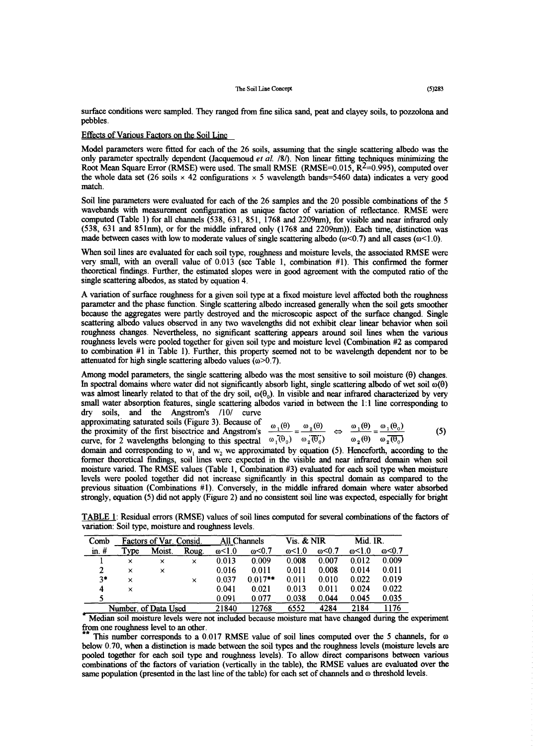surface conditions were sampled. They ranged from fine silica sand, peat and clayey soils, to pozzolona and pebbles.

Effects of Various Factors on the Soil Line

Model parameters were fitted for each of the 26 soils, assuming that the single scattering albedo was the only parameter spectrally dependent (Jacquemoud *et al.* /8/). Non linear fitting techniques minimizing the Root Mean Square Error (RMSE) were used. The small RMSE (RMSE=0.015, $R^2$=0.995), computed over the whole data set (26 soils × 42 configurations × 5 wavelength bands=5460 data) indicates a very good match.

Soil line parameters were evaluated for each of the 26 samples and the 20 possible combinations of the 5 wavebands with measurement configuration as unique factor of variation of reflectance. RMSE were computed (Table 1) for all channels (538, 631, 851, 1768 and 2209nm), for visible and near infrared only (538, 631 and 851nm), or for the middle infrared only (1768 and 2209nm)). Each time, distinction was made between cases with low to moderate values of single scattering albedo ($\omega$<0.7) and all cases ($\omega$<1.0).

When soil lines are evaluated for each soil type, roughness and moisture levels, the associated RMSE were very small, with an overall value of 0.013 (see Table 1, combination #1). This confirmed the former theoretical findings. Further, the estimated slopes were in good agreement with the computed ratio of the single scattering albedos, as stated by equation 4.

A variation of surface roughness for a given soil type at a fixed moisture level affected both the roughness parameter and the phase function. Single scattering albedo increased generally when the soil gets smoother because the aggregates were partly destroyed and the microscopic aspect of the surface changed. Single scattering albedo values observed in any two wavelengths did not exhibit clear linear behavior when soil roughness changes. Nevertheless, no significant scattering appears around soil lines when the various roughness levels were pooled together for given soil type and moisture level (Combination #2 as compared to combination #1 in Table 1). Further, this property seemed not to be wavelength dependent nor to be attenuated for high single scattering albedo values ($\omega$>0.7).

Among model parameters, the single scattering albedo was the most sensitive to soil moisture ($\theta$) changes. In spectral domains where water did not significantly absorb light, single scattering albedo of wet soil $\omega(\theta)$ was almost linearly related to that of the dry soil, $\omega(\theta_0)$. In visible and near infrared characterized by very small water absorption features, single scattering albedos varied in between the 1:1 line corresponding to dry soils, and the Angstrom's /10/ curve approximating saturated soils (Figure 3). Because of the proximity of the first bisectrice and Angstrom's curve, for 2 wavelengths belonging to this spectral domain and corresponding to $w_1$ and $w_2$ we approximated by equation (5). Henceforth, according to the former theoretical findings, soil lines were expected in the visible and near infrared domain when soil moisture varied. The RMSE values (Table 1, Combination #3) evaluated for each soil type when moisture levels were pooled together did not increase significantly in this spectral domain as compared to the previous situation (Combinations #1). Conversely, in the middle infrared domain where water absorbed strongly, equation (5) did not apply (Figure 2) and no consistent soil line was expected, especially for bright

$$\frac{\omega_1(\theta)}{\omega_1(\theta_0)} = \frac{\omega_2(\theta)}{\omega_2(\theta_0)} \quad \Leftrightarrow \quad \frac{\omega_1(\theta)}{\omega_2(\theta)} = \frac{\omega_1(\theta_0)}{\omega_2(\theta_0)} \tag{5}$$

TABLE 1: Residual errors (RMSE) values of soil lines computed for several combinations of the factors of variation: Soil type, moisture and roughness levels.

| Comb in. # | Factors of Var. Consid. | | | All Channels | | Vis. & NIR | | Mid. IR. | |
|---|---|---|---|---|---|---|---|---|---|
| | Type | Moist. | Roug. | $\omega$<1.0 | $\omega$<0.7 | $\omega$<1.0 | $\omega$<0.7 | $\omega$<1.0 | $\omega$<0.7 |
| 1 | × | × | × | 0.013 | 0.009 | 0.008 | 0.007 | 0.012 | 0.009 |
| 2 | × | × | | 0.016 | 0.011 | 0.011 | 0.008 | 0.014 | 0.011 |
| 3* | × | | × | 0.037 | 0.017** | 0.011 | 0.010 | 0.022 | 0.019 |
| 4 | × | | | 0.041 | 0.021 | 0.013 | 0.011 | 0.024 | 0.022 |
| 5 | | | | 0.091 | 0.077 | 0.038 | 0.044 | 0.045 | 0.035 |
| Number. of Data Used | | | | 21840 | 12768 | 6552 | 4284 | 2184 | 1176 |

\* Median soil moisture levels were not included because moisture mat have changed during the experiment from one roughness level to an other.

\*\* This number corresponds to a 0.017 RMSE value of soil lines computed over the 5 channels, for $\omega$ below 0.70, when a distinction is made between the soil types and the roughness levels (moisture levels are pooled together for each soil type and roughness levels). To allow direct comparisons between various combinations of the factors of variation (vertically in the table), the RMSE values are evaluated over the same population (presented in the last line of the table) for each set of channels and $\omega$ threshold levels.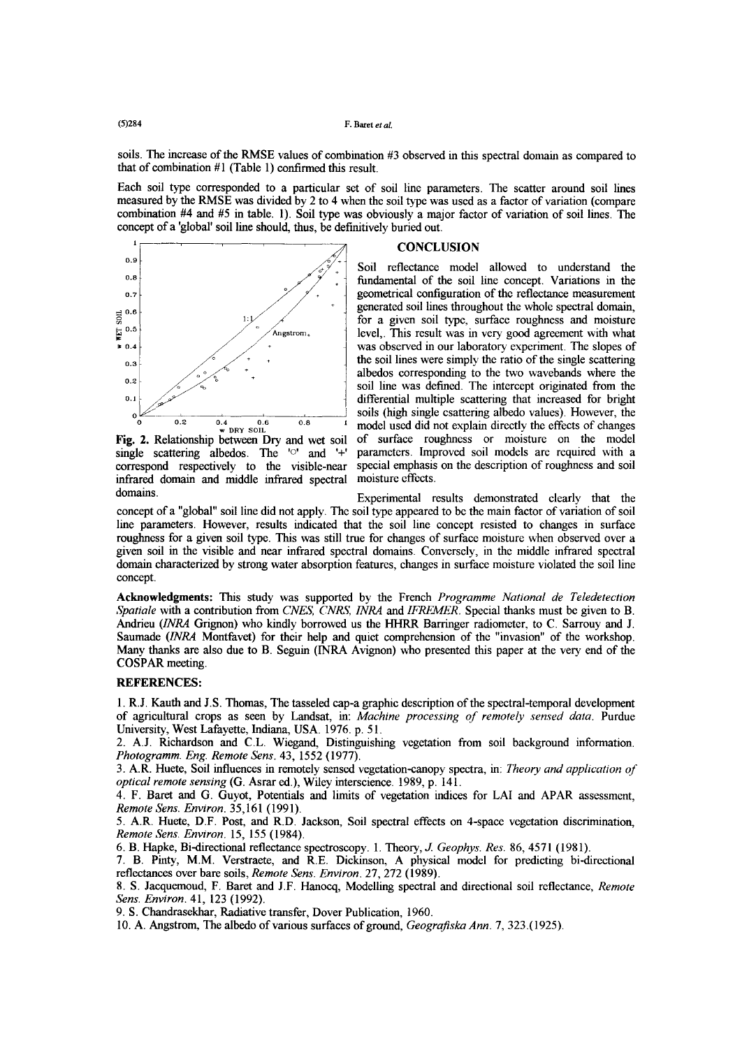soils. The increase of the RMSE values of combination #3 observed in this spectral domain as compared to that of combination #1 (Table 1) confirmed this result.

Each soil type corresponded to a particular set of soil line parameters. The scatter around soil lines measured by the RMSE was divided by 2 to 4 when the soil type was used as a factor of variation (compare combination #4 and #5 in table. 1). Soil type was obviously a major factor of variation of soil lines. The concept of a 'global' soil line should, thus, be definitively buried out.

1
0.9
0.8
0.7
0.6
0.5
0.4
0.3
0.2
0.1
0
w WET SOIL
1:1
Angstrom
0 0.2 0.4 0.6 0.8 1
w DRY SOIL

**Fig. 2.** Relationship between Dry and wet soil single scattering albedos. The 'o' and '+' correspond respectively to the visible-near infrared domain and middle infrared spectral domains.

## CONCLUSION

Soil reflectance model allowed to understand the fundamental of the soil line concept. Variations in the geometrical configuration of the reflectance measurement generated soil lines throughout the whole spectral domain, for a given soil type, surface roughness and moisture level,. This result was in very good agreement with what was observed in our laboratory experiment. The slopes of the soil lines were simply the ratio of the single scattering albedos corresponding to the two wavebands where the soil line was defined. The intercept originated from the differential multiple scattering that increased for bright soils (high single csattering albedo values). However, the model used did not explain directly the effects of changes of surface roughness or moisture on the model parameters. Improved soil models are required with a special emphasis on the description of roughness and soil moisture effects.

Experimental results demonstrated clearly that the concept of a "global" soil line did not apply. The soil type appeared to be the main factor of variation of soil line parameters. However, results indicated that the soil line concept resisted to changes in surface roughness for a given soil type. This was still true for changes of surface moisture when observed over a given soil in the visible and near infrared spectral domains. Conversely, in the middle infrared spectral domain characterized by strong water absorption features, changes in surface moisture violated the soil line concept.

**Acknowledgments:** This study was supported by the French *Programme National de Teledetection Spatiale* with a contribution from *CNES, CNRS, INRA* and *IFREMER*. Special thanks must be given to B. Andrieu (*INRA* Grignon) who kindly borrowed us the HHRR Barringer radiometer, to C. Sarrouy and J. Saumade (*INRA* Montfavet) for their help and quiet comprehension of the "invasion" of the workshop. Many thanks are also due to B. Seguin (INRA Avignon) who presented this paper at the very end of the COSPAR meeting.

## REFERENCES:

1. R.J. Kauth and J.S. Thomas, The tasseled cap-a graphic description of the spectral-temporal development of agricultural crops as seen by Landsat, in: *Machine processing of remotely sensed data*. Purdue University, West Lafayette, Indiana, USA. 1976. p. 51.
2. A.J. Richardson and C.L. Wiegand, Distinguishing vegetation from soil background information. *Photogramm. Eng. Remote Sens.* 43, 1552 (1977).
3. A.R. Huete, Soil influences in remotely sensed vegetation-canopy spectra, in: *Theory and application of optical remote sensing* (G. Asrar ed.), Wiley interscience. 1989, p. 141.
4. F. Baret and G. Guyot, Potentials and limits of vegetation indices for LAI and APAR assessment, *Remote Sens. Environ.* 35,161 (1991).
5. A.R. Huete, D.F. Post, and R.D. Jackson, Soil spectral effects on 4-space vegetation discrimination, *Remote Sens. Environ.* 15, 155 (1984).
6. B. Hapke, Bi-directional reflectance spectroscopy. 1. Theory, *J. Geophys. Res.* 86, 4571 (1981).
7. B. Pinty, M.M. Verstraete, and R.E. Dickinson, A physical model for predicting bi-directional reflectances over bare soils, *Remote Sens. Environ.* 27, 272 (1989).
8. S. Jacquemoud, F. Baret and J.F. Hanocq, Modelling spectral and directional soil reflectance, *Remote Sens. Environ.* 41, 123 (1992).
9. S. Chandrasekhar, Radiative transfer, Dover Publication, 1960.
10. A. Angstrom, The albedo of various surfaces of ground, *Geografiska Ann.* 7, 323.(1925).